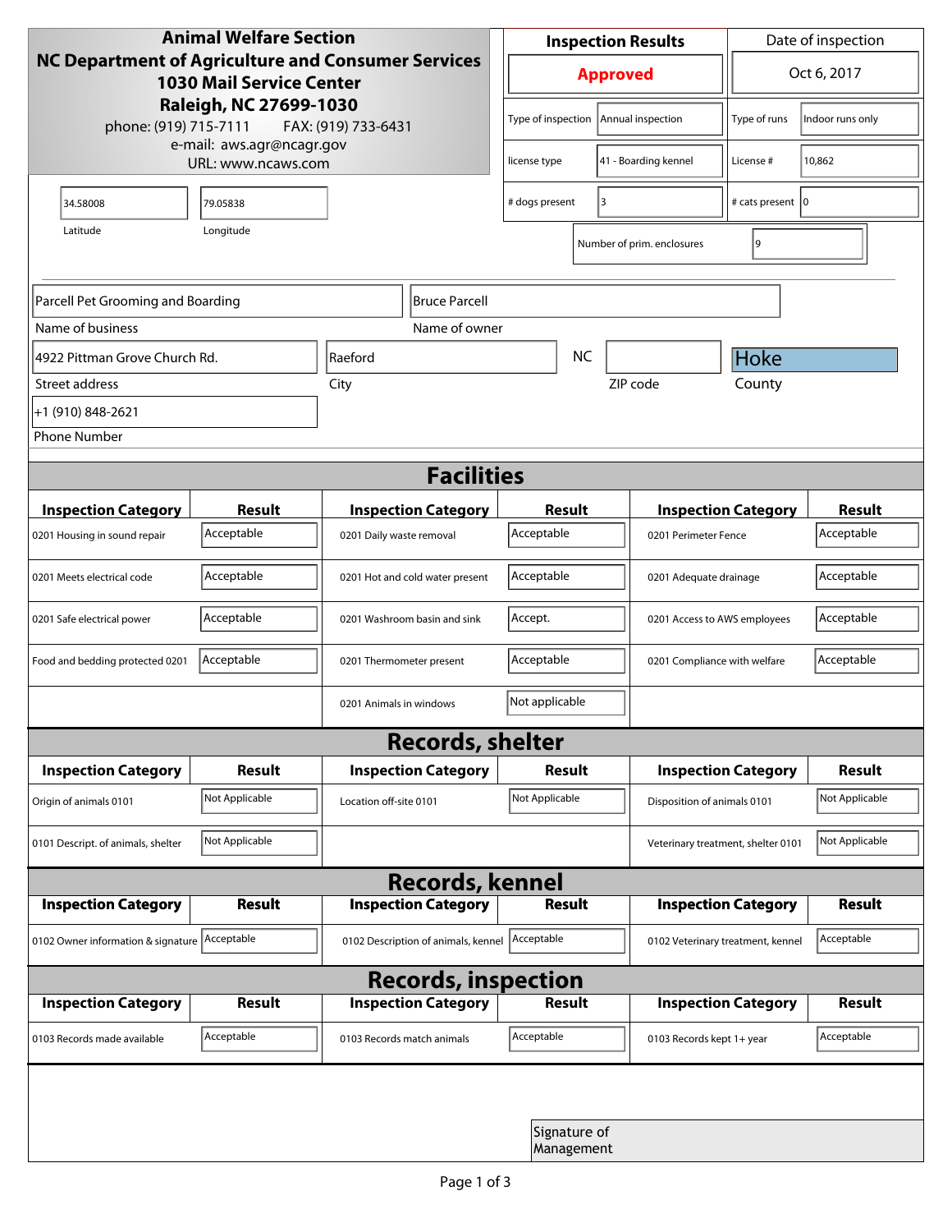**Animal Welfare Section**
**NC Department of Agriculture and Consumer Services**
**1030 Mail Service Center**
**Raleigh, NC 27699-1030**
phone: (919) 715-7111 FAX: (919) 733-6431
e-mail: aws.agr@ncagr.gov
URL: www.ncaws.com

| Inspection Results | Date of inspection |
|---|---|
| **Approved** | Oct 6, 2017 |

| | | | |
|---|---|---|---|
| Type of inspection | Annual inspection | Type of runs | Indoor runs only |
| license type | 41 - Boarding kennel | License # | 10,862 |
| # dogs present | 3 | # cats present | 0 |
| Number of prim. enclosures | 9 | | |

| Latitude | Longitude |
|---|---|
| 34.58008 | 79.05838 |

| Name of business | Name of owner |
|---|---|
| Parcell Pet Grooming and Boarding | Bruce Parcell |

| Street address | City | State | ZIP code | County |
|---|---|---|---|---|
| 4922 Pittman Grove Church Rd. | Raeford | NC | | Hoke |

Phone Number: +1 (910) 848-2621

## Facilities

| Inspection Category | Result | Inspection Category | Result | Inspection Category | Result |
|---|---|---|---|---|---|
| 0201 Housing in sound repair | Acceptable | 0201 Daily waste removal | Acceptable | 0201 Perimeter Fence | Acceptable |
| 0201 Meets electrical code | Acceptable | 0201 Hot and cold water present | Acceptable | 0201 Adequate drainage | Acceptable |
| 0201 Safe electrical power | Acceptable | 0201 Washroom basin and sink | Accept. | 0201 Access to AWS employees | Acceptable |
| Food and bedding protected 0201 | Acceptable | 0201 Thermometer present | Acceptable | 0201 Compliance with welfare | Acceptable |
| | | 0201 Animals in windows | Not applicable | | |

## Records, shelter

| Inspection Category | Result | Inspection Category | Result | Inspection Category | Result |
|---|---|---|---|---|---|
| Origin of animals 0101 | Not Applicable | Location off-site 0101 | Not Applicable | Disposition of animals 0101 | Not Applicable |
| 0101 Descript. of animals, shelter | Not Applicable | | | Veterinary treatment, shelter 0101 | Not Applicable |

## Records, kennel

| Inspection Category | Result | Inspection Category | Result | Inspection Category | Result |
|---|---|---|---|---|---|
| 0102 Owner information & signature | Acceptable | 0102 Description of animals, kennel | Acceptable | 0102 Veterinary treatment, kennel | Acceptable |

## Records, inspection

| Inspection Category | Result | Inspection Category | Result | Inspection Category | Result |
|---|---|---|---|---|---|
| 0103 Records made available | Acceptable | 0103 Records match animals | Acceptable | 0103 Records kept 1+ year | Acceptable |

Signature of Management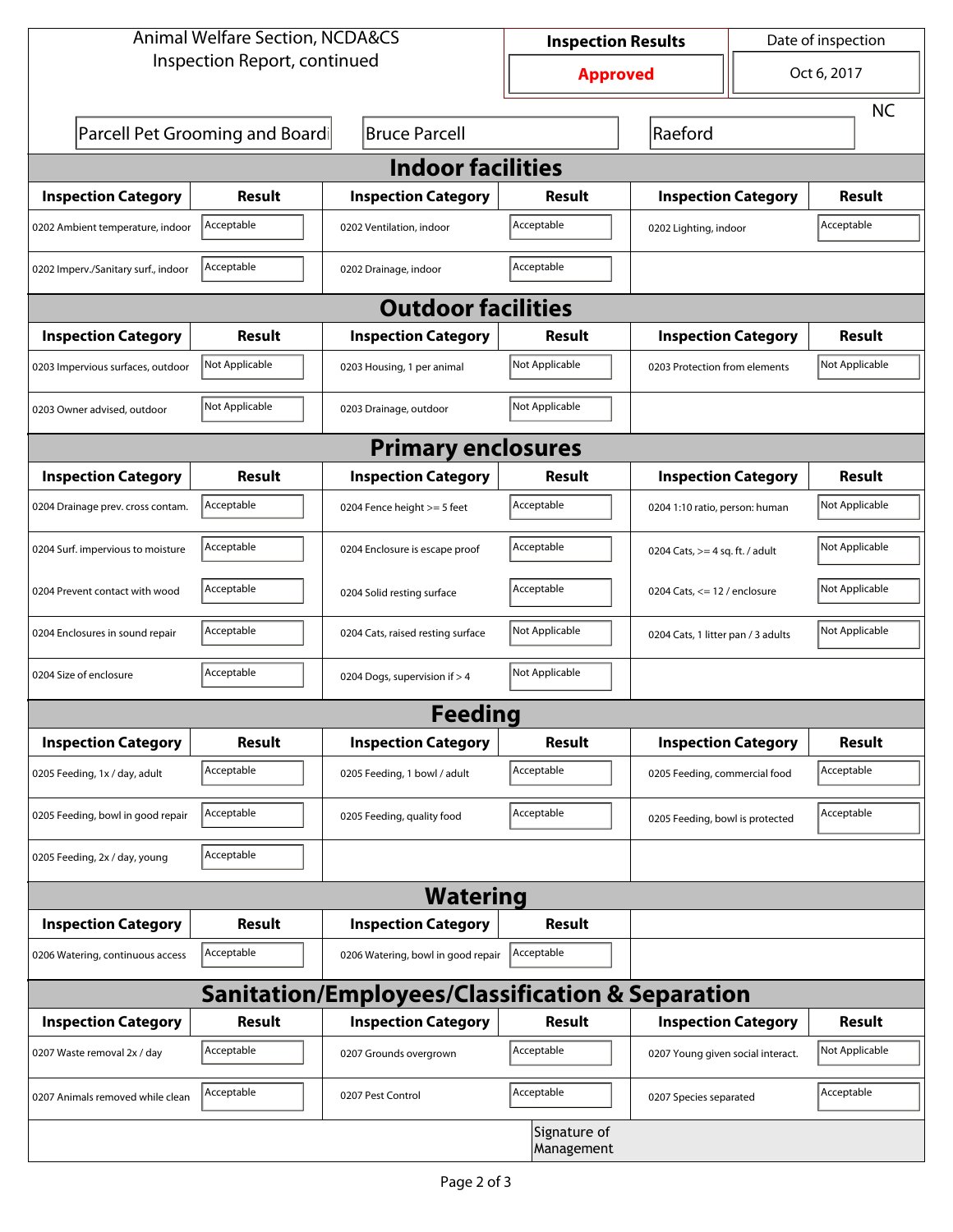Animal Welfare Section, NCDA&CS
Inspection Report, continued

| Inspection Results | Date of inspection |
|---|---|
| **Approved** | Oct 6, 2017 |

Parcell Pet Grooming and Boardi | Bruce Parcell | Raeford | NC

## Indoor facilities

| Inspection Category | Result | Inspection Category | Result | Inspection Category | Result |
|---|---|---|---|---|---|
| 0202 Ambient temperature, indoor | Acceptable | 0202 Ventilation, indoor | Acceptable | 0202 Lighting, indoor | Acceptable |
| 0202 Imperv./Sanitary surf., indoor | Acceptable | 0202 Drainage, indoor | Acceptable | | |

## Outdoor facilities

| Inspection Category | Result | Inspection Category | Result | Inspection Category | Result |
|---|---|---|---|---|---|
| 0203 Impervious surfaces, outdoor | Not Applicable | 0203 Housing, 1 per animal | Not Applicable | 0203 Protection from elements | Not Applicable |
| 0203 Owner advised, outdoor | Not Applicable | 0203 Drainage, outdoor | Not Applicable | | |

## Primary enclosures

| Inspection Category | Result | Inspection Category | Result | Inspection Category | Result |
|---|---|---|---|---|---|
| 0204 Drainage prev. cross contam. | Acceptable | 0204 Fence height >= 5 feet | Acceptable | 0204 1:10 ratio, person: human | Not Applicable |
| 0204 Surf. impervious to moisture | Acceptable | 0204 Enclosure is escape proof | Acceptable | 0204 Cats, >= 4 sq. ft. / adult | Not Applicable |
| 0204 Prevent contact with wood | Acceptable | 0204 Solid resting surface | Acceptable | 0204 Cats, <= 12 / enclosure | Not Applicable |
| 0204 Enclosures in sound repair | Acceptable | 0204 Cats, raised resting surface | Not Applicable | 0204 Cats, 1 litter pan / 3 adults | Not Applicable |
| 0204 Size of enclosure | Acceptable | 0204 Dogs, supervision if > 4 | Not Applicable | | |

## Feeding

| Inspection Category | Result | Inspection Category | Result | Inspection Category | Result |
|---|---|---|---|---|---|
| 0205 Feeding, 1x / day, adult | Acceptable | 0205 Feeding, 1 bowl / adult | Acceptable | 0205 Feeding, commercial food | Acceptable |
| 0205 Feeding, bowl in good repair | Acceptable | 0205 Feeding, quality food | Acceptable | 0205 Feeding, bowl is protected | Acceptable |
| 0205 Feeding, 2x / day, young | Acceptable | | | | |

## Watering

| Inspection Category | Result | Inspection Category | Result |
|---|---|---|---|
| 0206 Watering, continuous access | Acceptable | 0206 Watering, bowl in good repair | Acceptable |

## Sanitation/Employees/Classification & Separation

| Inspection Category | Result | Inspection Category | Result | Inspection Category | Result |
|---|---|---|---|---|---|
| 0207 Waste removal 2x / day | Acceptable | 0207 Grounds overgrown | Acceptable | 0207 Young given social interact. | Not Applicable |
| 0207 Animals removed while clean | Acceptable | 0207 Pest Control | Acceptable | 0207 Species separated | Acceptable |

Signature of Management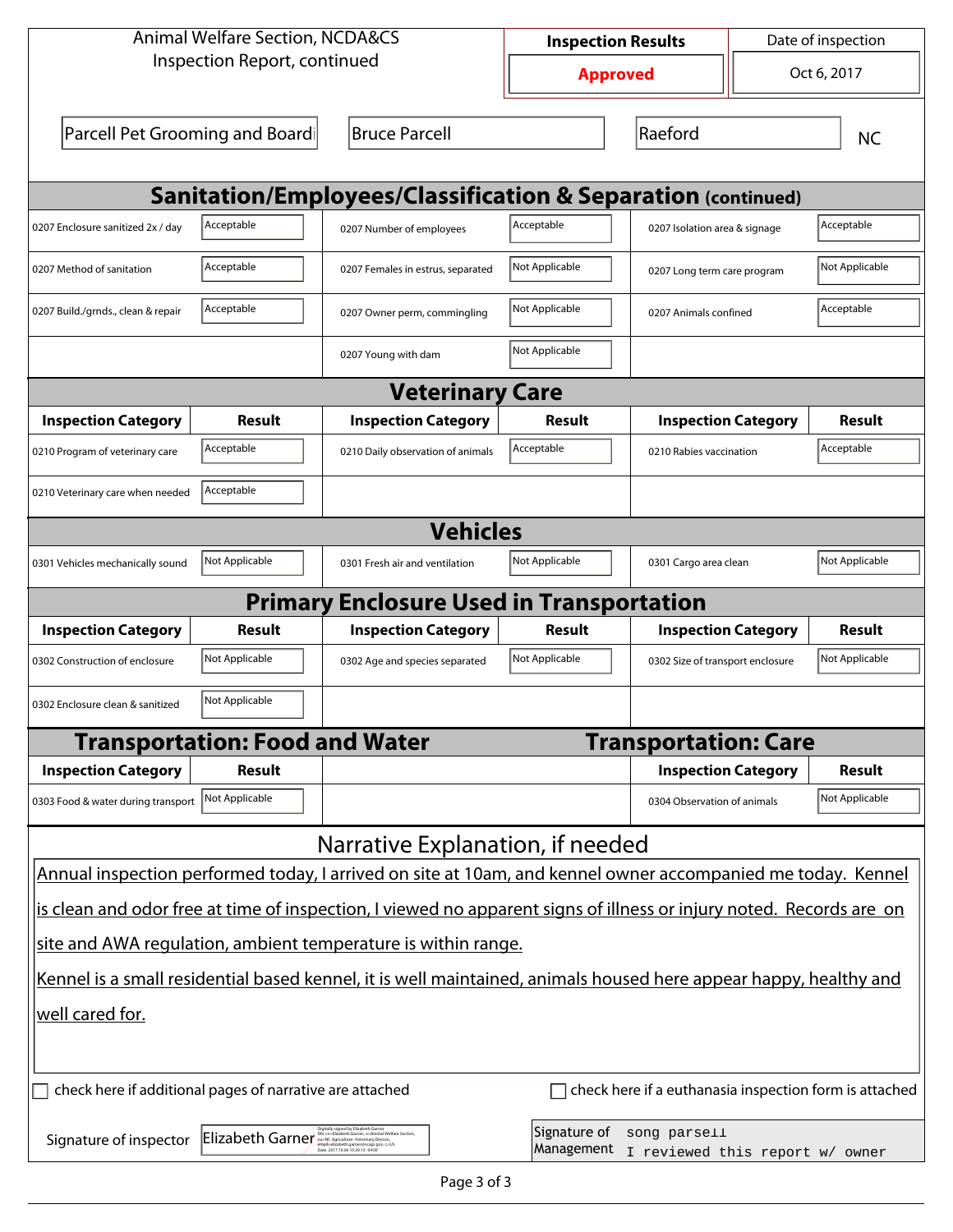Animal Welfare Section, NCDA&CS
Inspection Report, continued

| Inspection Results | Date of inspection |
|---|---|
| **Approved** | Oct 6, 2017 |

Parcell Pet Grooming and Boardi | Bruce Parcell | Raeford | NC

## Sanitation/Employees/Classification & Separation (continued)

| | | | | | |
|---|---|---|---|---|---|
| 0207 Enclosure sanitized 2x / day | Acceptable | 0207 Number of employees | Acceptable | 0207 Isolation area & signage | Acceptable |
| 0207 Method of sanitation | Acceptable | 0207 Females in estrus, separated | Not Applicable | 0207 Long term care program | Not Applicable |
| 0207 Build./grnds., clean & repair | Acceptable | 0207 Owner perm, commingling | Not Applicable | 0207 Animals confined | Acceptable |
| | | 0207 Young with dam | Not Applicable | | |

## Veterinary Care

| Inspection Category | Result | Inspection Category | Result | Inspection Category | Result |
|---|---|---|---|---|---|
| 0210 Program of veterinary care | Acceptable | 0210 Daily observation of animals | Acceptable | 0210 Rabies vaccination | Acceptable |
| 0210 Veterinary care when needed | Acceptable | | | | |

## Vehicles

| | | | | | |
|---|---|---|---|---|---|
| 0301 Vehicles mechanically sound | Not Applicable | 0301 Fresh air and ventilation | Not Applicable | 0301 Cargo area clean | Not Applicable |

## Primary Enclosure Used in Transportation

| Inspection Category | Result | Inspection Category | Result | Inspection Category | Result |
|---|---|---|---|---|---|
| 0302 Construction of enclosure | Not Applicable | 0302 Age and species separated | Not Applicable | 0302 Size of transport enclosure | Not Applicable |
| 0302 Enclosure clean & sanitized | Not Applicable | | | | |

## Transportation: Food and Water / Transportation: Care

| Inspection Category | Result | Inspection Category | Result |
|---|---|---|---|
| 0303 Food & water during transport | Not Applicable | 0304 Observation of animals | Not Applicable |

## Narrative Explanation, if needed

Annual inspection performed today, I arrived on site at 10am, and kennel owner accompanied me today. Kennel is clean and odor free at time of inspection, I viewed no apparent signs of illness or injury noted. Records are on site and AWA regulation, ambient temperature is within range.

Kennel is a small residential based kennel, it is well maintained, animals housed here appear happy, healthy and well cared for.

☐ check here if additional pages of narrative are attached

☐ check here if a euthanasia inspection form is attached

Signature of inspector: Elizabeth Garner

Signature of Management: song parsell — I reviewed this report w/ owner